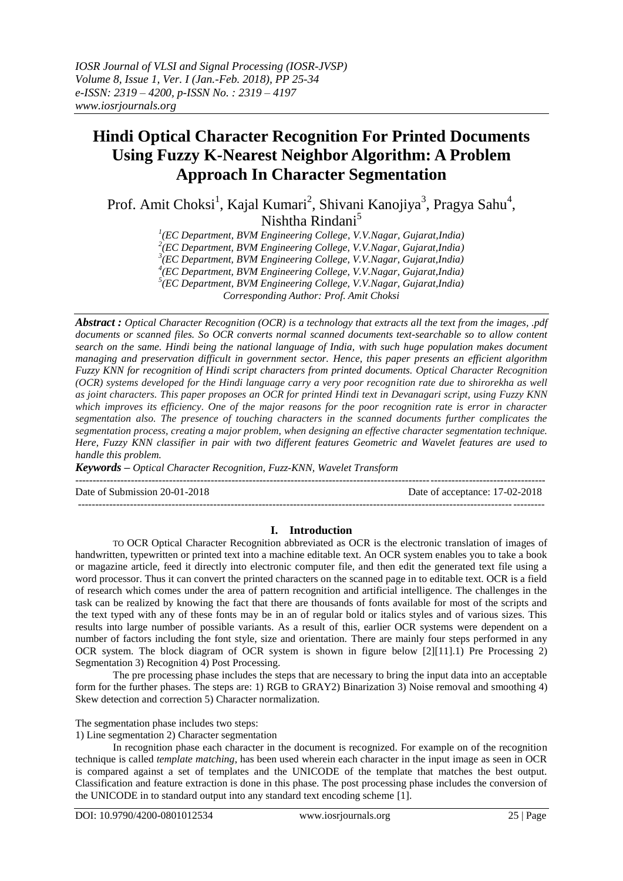# Hindi Optical Character Recognition For Printed Documents Using Fuzzy K-Nearest Neighbor Algorithm: A Problem Approach In Character Segmentation

Prof. Amit Choksi[1], Kajal Kumari[2], Shivani Kanojiya[3], Pragya Sahu[4], Nishtha Rindani[5]

[1](EC Department, BVM Engineering College, V.V.Nagar, Gujarat,India)
[2](EC Department, BVM Engineering College, V.V.Nagar, Gujarat,India)
[3](EC Department, BVM Engineering College, V.V.Nagar, Gujarat,India)
[4](EC Department, BVM Engineering College, V.V.Nagar, Gujarat,India)
[5](EC Department, BVM Engineering College, V.V.Nagar, Gujarat,India)
*Corresponding Author: Prof. Amit Choksi*

***Abstract :*** *Optical Character Recognition (OCR) is a technology that extracts all the text from the images, .pdf documents or scanned files. So OCR converts normal scanned documents text-searchable so to allow content search on the same. Hindi being the national language of India, with such huge population makes document managing and preservation difficult in government sector. Hence, this paper presents an efficient algorithm Fuzzy KNN for recognition of Hindi script characters from printed documents. Optical Character Recognition (OCR) systems developed for the Hindi language carry a very poor recognition rate due to shirorekha as well as joint characters. This paper proposes an OCR for printed Hindi text in Devanagari script, using Fuzzy KNN which improves its efficiency. One of the major reasons for the poor recognition rate is error in character segmentation also. The presence of touching characters in the scanned documents further complicates the segmentation process, creating a major problem, when designing an effective character segmentation technique. Here, Fuzzy KNN classifier in pair with two different features Geometric and Wavelet features are used to handle this problem.*

***Keywords –*** *Optical Character Recognition, Fuzz-KNN, Wavelet Transform*

Date of Submission 20-01-2018 Date of acceptance: 17-02-2018

## I. Introduction

TO OCR Optical Character Recognition abbreviated as OCR is the electronic translation of images of handwritten, typewritten or printed text into a machine editable text. An OCR system enables you to take a book or magazine article, feed it directly into electronic computer file, and then edit the generated text file using a word processor. Thus it can convert the printed characters on the scanned page in to editable text. OCR is a field of research which comes under the area of pattern recognition and artificial intelligence. The challenges in the task can be realized by knowing the fact that there are thousands of fonts available for most of the scripts and the text typed with any of these fonts may be in an of regular bold or italics styles and of various sizes. This results into large number of possible variants. As a result of this, earlier OCR systems were dependent on a number of factors including the font style, size and orientation. There are mainly four steps performed in any OCR system. The block diagram of OCR system is shown in figure below [2][11].1) Pre Processing 2) Segmentation 3) Recognition 4) Post Processing.

The pre processing phase includes the steps that are necessary to bring the input data into an acceptable form for the further phases. The steps are: 1) RGB to GRAY2) Binarization 3) Noise removal and smoothing 4) Skew detection and correction 5) Character normalization.

The segmentation phase includes two steps:
1) Line segmentation 2) Character segmentation

In recognition phase each character in the document is recognized. For example on of the recognition technique is called *template matching*, has been used wherein each character in the input image as seen in OCR is compared against a set of templates and the UNICODE of the template that matches the best output. Classification and feature extraction is done in this phase. The post processing phase includes the conversion of the UNICODE in to standard output into any standard text encoding scheme [1].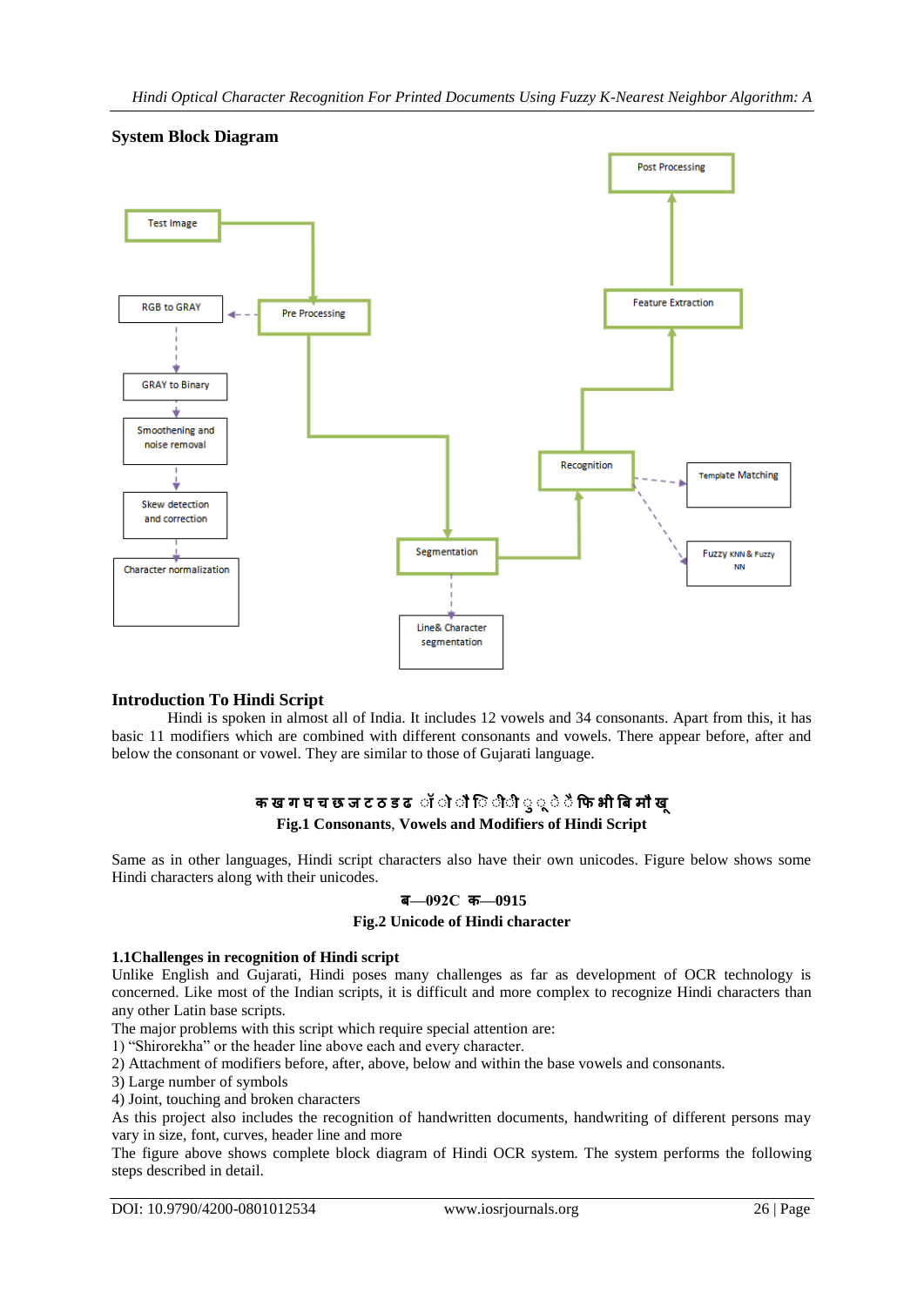## System Block Diagram

Test Image

Pre Processing

RGB to GRAY

GRAY to Binary

Smoothening and noise removal

Skew detection and correction

Character normalization

Segmentation

Line& Character segmentation

Recognition

Template Matching

Fuzzy KNN & Fuzzy NN

Feature Extraction

Post Processing

## Introduction To Hindi Script

Hindi is spoken in almost all of India. It includes 12 vowels and 34 consonants. Apart from this, it has basic 11 modifiers which are combined with different consonants and vowels. There appear before, after and below the consonant or vowel. They are similar to those of Gujarati language.

क ख ग घ च छ ज ट ठ ड ढ ॉ ो ौ ि ी ु ू े ै फि भी बि मौ खू

**Fig.1 Consonants, Vowels and Modifiers of Hindi Script**

Same as in other languages, Hindi script characters also have their own unicodes. Figure below shows some Hindi characters along with their unicodes.

ब—092C क—0915

**Fig.2 Unicode of Hindi character**

### 1.1Challenges in recognition of Hindi script

Unlike English and Gujarati, Hindi poses many challenges as far as development of OCR technology is concerned. Like most of the Indian scripts, it is difficult and more complex to recognize Hindi characters than any other Latin base scripts.

The major problems with this script which require special attention are:

1) "Shirorekha" or the header line above each and every character.
2) Attachment of modifiers before, after, above, below and within the base vowels and consonants.
3) Large number of symbols
4) Joint, touching and broken characters

As this project also includes the recognition of handwritten documents, handwriting of different persons may vary in size, font, curves, header line and more

The figure above shows complete block diagram of Hindi OCR system. The system performs the following steps described in detail.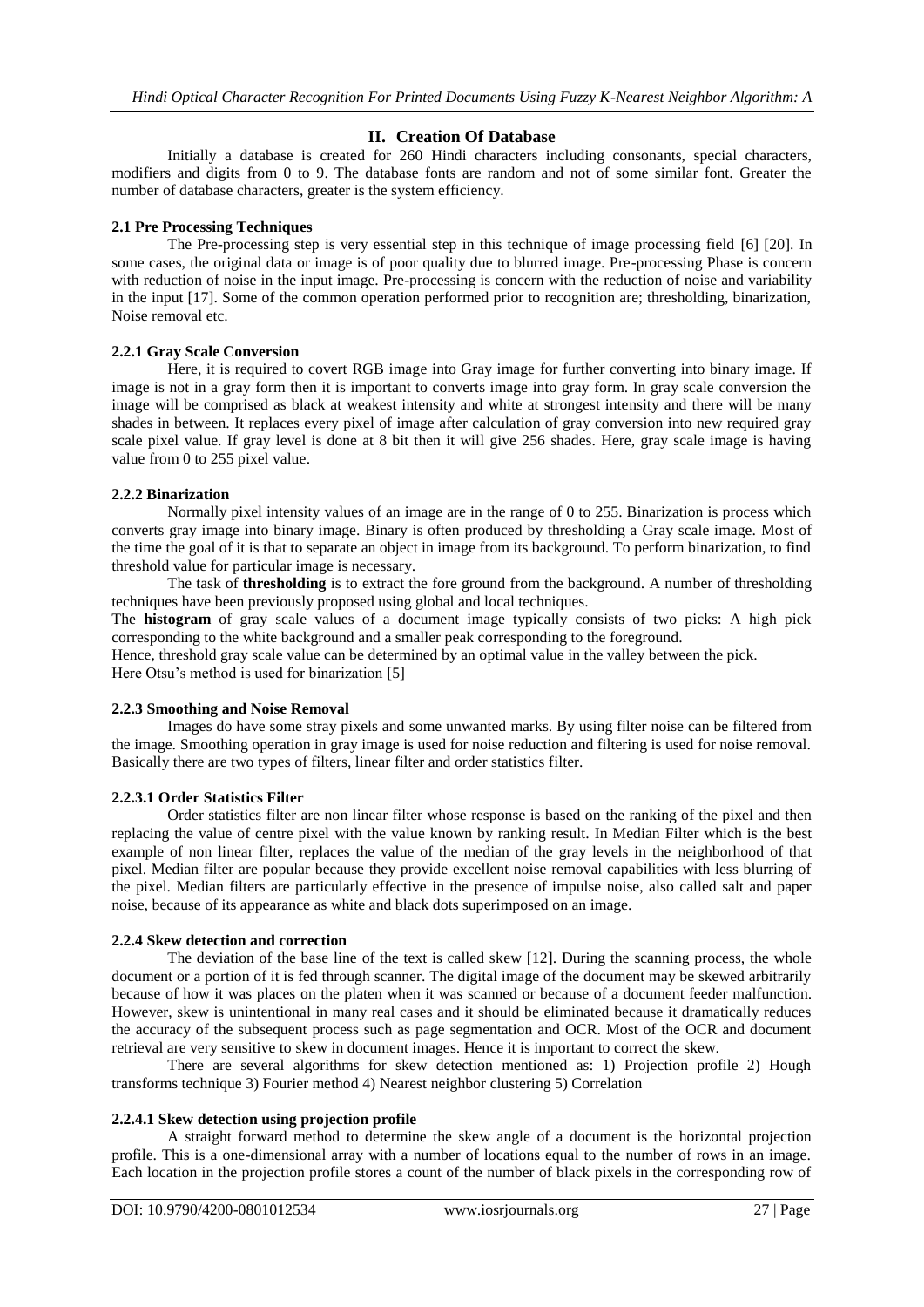## II. Creation Of Database

Initially a database is created for 260 Hindi characters including consonants, special characters, modifiers and digits from 0 to 9. The database fonts are random and not of some similar font. Greater the number of database characters, greater is the system efficiency.

### 2.1 Pre Processing Techniques

The Pre-processing step is very essential step in this technique of image processing field [6] [20]. In some cases, the original data or image is of poor quality due to blurred image. Pre-processing Phase is concern with reduction of noise in the input image. Pre-processing is concern with the reduction of noise and variability in the input [17]. Some of the common operation performed prior to recognition are; thresholding, binarization, Noise removal etc.

#### 2.2.1 Gray Scale Conversion

Here, it is required to covert RGB image into Gray image for further converting into binary image. If image is not in a gray form then it is important to converts image into gray form. In gray scale conversion the image will be comprised as black at weakest intensity and white at strongest intensity and there will be many shades in between. It replaces every pixel of image after calculation of gray conversion into new required gray scale pixel value. If gray level is done at 8 bit then it will give 256 shades. Here, gray scale image is having value from 0 to 255 pixel value.

#### 2.2.2 Binarization

Normally pixel intensity values of an image are in the range of 0 to 255. Binarization is process which converts gray image into binary image. Binary is often produced by thresholding a Gray scale image. Most of the time the goal of it is that to separate an object in image from its background. To perform binarization, to find threshold value for particular image is necessary.

The task of **thresholding** is to extract the fore ground from the background. A number of thresholding techniques have been previously proposed using global and local techniques.

The **histogram** of gray scale values of a document image typically consists of two picks: A high pick corresponding to the white background and a smaller peak corresponding to the foreground.

Hence, threshold gray scale value can be determined by an optimal value in the valley between the pick.

Here Otsu's method is used for binarization [5]

#### 2.2.3 Smoothing and Noise Removal

Images do have some stray pixels and some unwanted marks. By using filter noise can be filtered from the image. Smoothing operation in gray image is used for noise reduction and filtering is used for noise removal. Basically there are two types of filters, linear filter and order statistics filter.

##### 2.2.3.1 Order Statistics Filter

Order statistics filter are non linear filter whose response is based on the ranking of the pixel and then replacing the value of centre pixel with the value known by ranking result. In Median Filter which is the best example of non linear filter, replaces the value of the median of the gray levels in the neighborhood of that pixel. Median filter are popular because they provide excellent noise removal capabilities with less blurring of the pixel. Median filters are particularly effective in the presence of impulse noise, also called salt and paper noise, because of its appearance as white and black dots superimposed on an image.

#### 2.2.4 Skew detection and correction

The deviation of the base line of the text is called skew [12]. During the scanning process, the whole document or a portion of it is fed through scanner. The digital image of the document may be skewed arbitrarily because of how it was places on the platen when it was scanned or because of a document feeder malfunction. However, skew is unintentional in many real cases and it should be eliminated because it dramatically reduces the accuracy of the subsequent process such as page segmentation and OCR. Most of the OCR and document retrieval are very sensitive to skew in document images. Hence it is important to correct the skew.

There are several algorithms for skew detection mentioned as: 1) Projection profile 2) Hough transforms technique 3) Fourier method 4) Nearest neighbor clustering 5) Correlation

##### 2.2.4.1 Skew detection using projection profile

A straight forward method to determine the skew angle of a document is the horizontal projection profile. This is a one-dimensional array with a number of locations equal to the number of rows in an image. Each location in the projection profile stores a count of the number of black pixels in the corresponding row of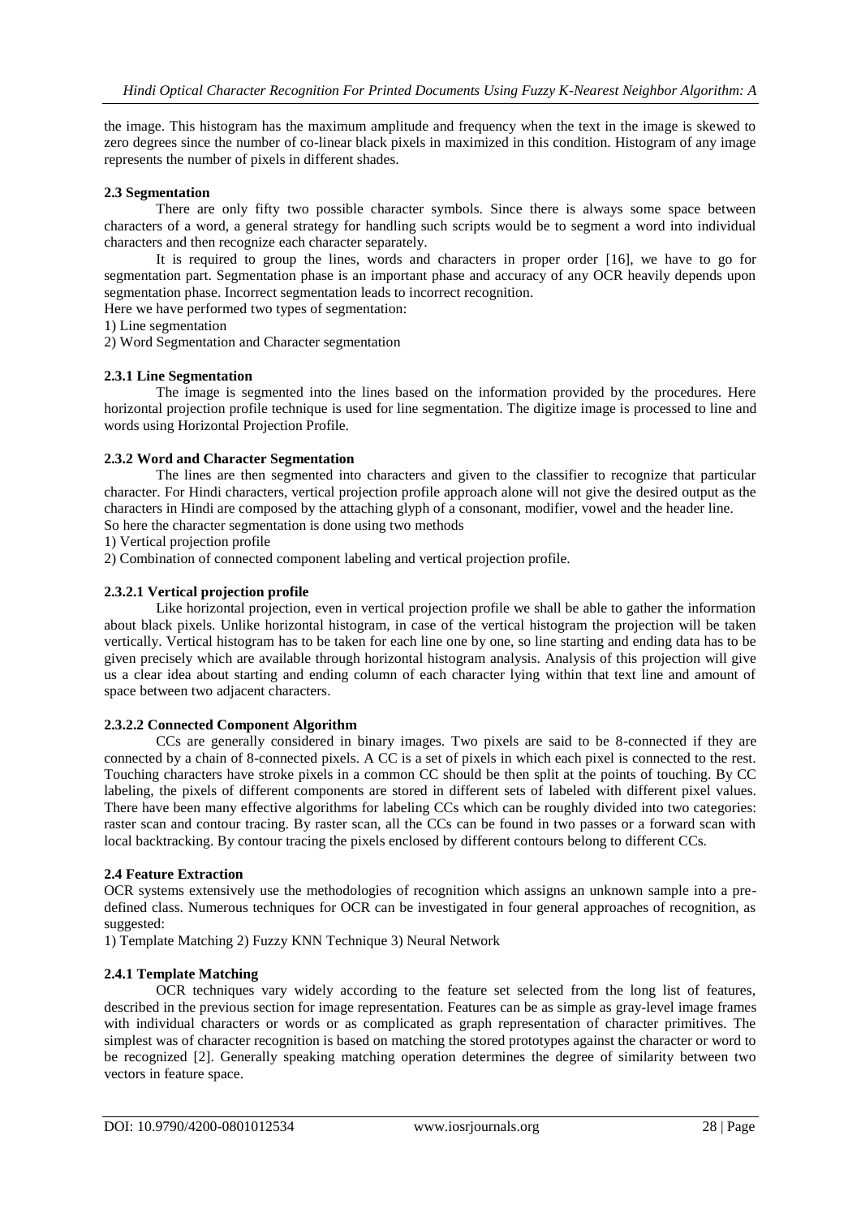the image. This histogram has the maximum amplitude and frequency when the text in the image is skewed to zero degrees since the number of co-linear black pixels in maximized in this condition. Histogram of any image represents the number of pixels in different shades.

### 2.3 Segmentation

There are only fifty two possible character symbols. Since there is always some space between characters of a word, a general strategy for handling such scripts would be to segment a word into individual characters and then recognize each character separately.

It is required to group the lines, words and characters in proper order [16], we have to go for segmentation part. Segmentation phase is an important phase and accuracy of any OCR heavily depends upon segmentation phase. Incorrect segmentation leads to incorrect recognition.

Here we have performed two types of segmentation:

1) Line segmentation

2) Word Segmentation and Character segmentation

#### 2.3.1 Line Segmentation

The image is segmented into the lines based on the information provided by the procedures. Here horizontal projection profile technique is used for line segmentation. The digitize image is processed to line and words using Horizontal Projection Profile.

#### 2.3.2 Word and Character Segmentation

The lines are then segmented into characters and given to the classifier to recognize that particular character. For Hindi characters, vertical projection profile approach alone will not give the desired output as the characters in Hindi are composed by the attaching glyph of a consonant, modifier, vowel and the header line.

So here the character segmentation is done using two methods

1) Vertical projection profile

2) Combination of connected component labeling and vertical projection profile.

##### 2.3.2.1 Vertical projection profile

Like horizontal projection, even in vertical projection profile we shall be able to gather the information about black pixels. Unlike horizontal histogram, in case of the vertical histogram the projection will be taken vertically. Vertical histogram has to be taken for each line one by one, so line starting and ending data has to be given precisely which are available through horizontal histogram analysis. Analysis of this projection will give us a clear idea about starting and ending column of each character lying within that text line and amount of space between two adjacent characters.

##### 2.3.2.2 Connected Component Algorithm

CCs are generally considered in binary images. Two pixels are said to be 8-connected if they are connected by a chain of 8-connected pixels. A CC is a set of pixels in which each pixel is connected to the rest. Touching characters have stroke pixels in a common CC should be then split at the points of touching. By CC labeling, the pixels of different components are stored in different sets of labeled with different pixel values. There have been many effective algorithms for labeling CCs which can be roughly divided into two categories: raster scan and contour tracing. By raster scan, all the CCs can be found in two passes or a forward scan with local backtracking. By contour tracing the pixels enclosed by different contours belong to different CCs.

### 2.4 Feature Extraction

OCR systems extensively use the methodologies of recognition which assigns an unknown sample into a pre-defined class. Numerous techniques for OCR can be investigated in four general approaches of recognition, as suggested:

1) Template Matching 2) Fuzzy KNN Technique 3) Neural Network

#### 2.4.1 Template Matching

OCR techniques vary widely according to the feature set selected from the long list of features, described in the previous section for image representation. Features can be as simple as gray-level image frames with individual characters or words or as complicated as graph representation of character primitives. The simplest was of character recognition is based on matching the stored prototypes against the character or word to be recognized [2]. Generally speaking matching operation determines the degree of similarity between two vectors in feature space.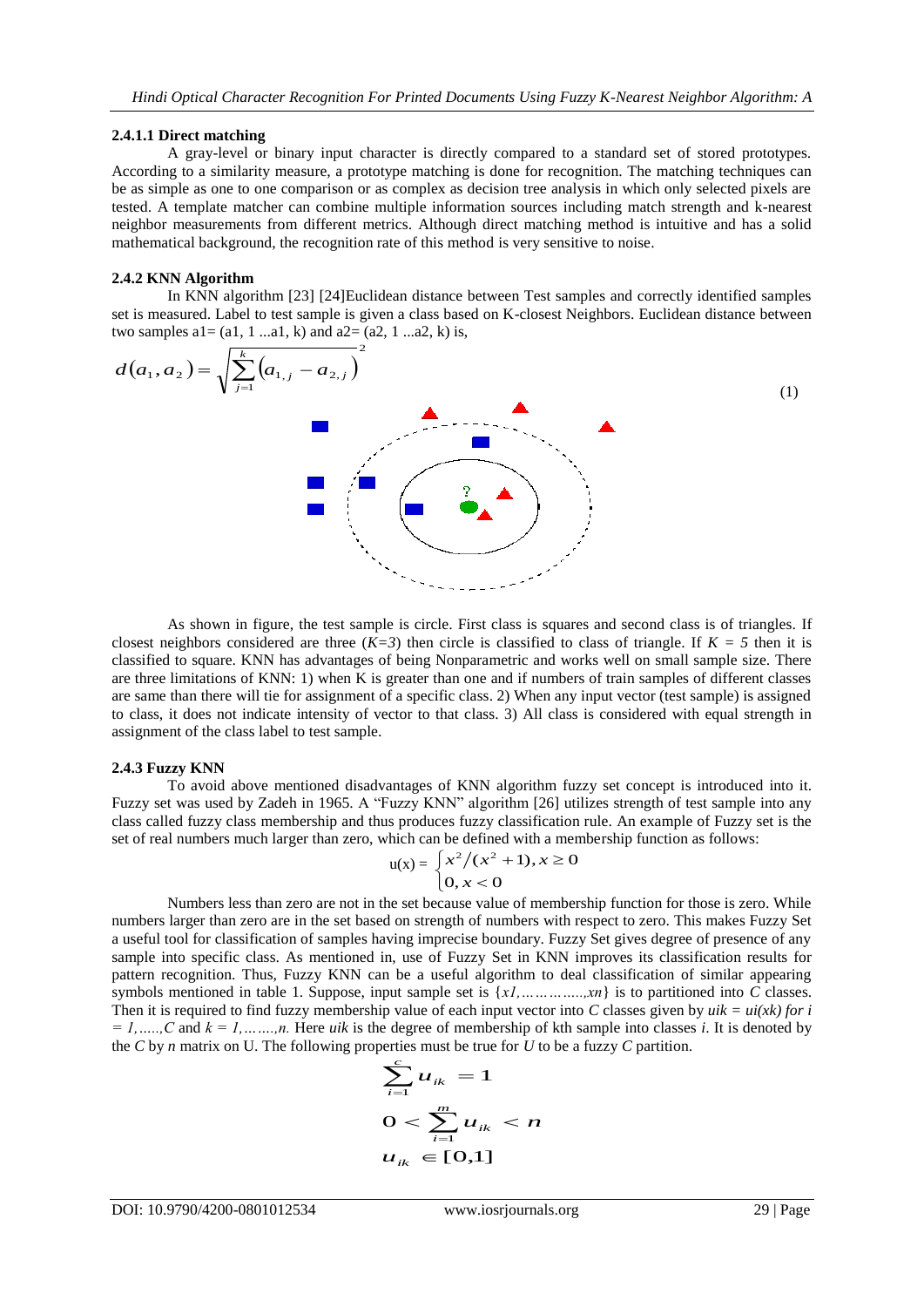#### 2.4.1.1 Direct matching

A gray-level or binary input character is directly compared to a standard set of stored prototypes. According to a similarity measure, a prototype matching is done for recognition. The matching techniques can be as simple as one to one comparison or as complex as decision tree analysis in which only selected pixels are tested. A template matcher can combine multiple information sources including match strength and k-nearest neighbor measurements from different metrics. Although direct matching method is intuitive and has a solid mathematical background, the recognition rate of this method is very sensitive to noise.

### 2.4.2 KNN Algorithm

In KNN algorithm [23] [24]Euclidean distance between Test samples and correctly identified samples set is measured. Label to test sample is given a class based on K-closest Neighbors. Euclidean distance between two samples a1= (a1, 1 ...a1, k) and a2= (a2, 1 ...a2, k) is,

$$d(a_1, a_2) = \sqrt{\sum_{j=1}^{k} \left(a_{1,j} - a_{2,j}\right)^2} \tag{1}$$

As shown in figure, the test sample is circle. First class is squares and second class is of triangles. If closest neighbors considered are three ($K=3$) then circle is classified to class of triangle. If $K = 5$ then it is classified to square. KNN has advantages of being Nonparametric and works well on small sample size. There are three limitations of KNN: 1) when K is greater than one and if numbers of train samples of different classes are same than there will tie for assignment of a specific class. 2) When any input vector (test sample) is assigned to class, it does not indicate intensity of vector to that class. 3) All class is considered with equal strength in assignment of the class label to test sample.

### 2.4.3 Fuzzy KNN

To avoid above mentioned disadvantages of KNN algorithm fuzzy set concept is introduced into it. Fuzzy set was used by Zadeh in 1965. A "Fuzzy KNN" algorithm [26] utilizes strength of test sample into any class called fuzzy class membership and thus produces fuzzy classification rule. An example of Fuzzy set is the set of real numbers much larger than zero, which can be defined with a membership function as follows:

$$u(x) = \begin{cases} x^2/(x^2+1), x \geq 0 \\ 0, x < 0 \end{cases}$$

Numbers less than zero are not in the set because value of membership function for those is zero. While numbers larger than zero are in the set based on strength of numbers with respect to zero. This makes Fuzzy Set a useful tool for classification of samples having imprecise boundary. Fuzzy Set gives degree of presence of any sample into specific class. As mentioned in, use of Fuzzy Set in KNN improves its classification results for pattern recognition. Thus, Fuzzy KNN can be a useful algorithm to deal classification of similar appearing symbols mentioned in table 1. Suppose, input sample set is $\{x1, \ldots\ldots\ldots\ldots, xn\}$ is to partitioned into $C$ classes. Then it is required to find fuzzy membership value of each input vector into $C$ classes given by $u_{ik} = u_i(x_k)$ *for* $i = 1, \ldots\ldots, C$ and $k = 1, \ldots\ldots\ldots, n$. Here $u_{ik}$ is the degree of membership of kth sample into classes $i$. It is denoted by the $C$ by $n$ matrix on U. The following properties must be true for $U$ to be a fuzzy $C$ partition.

$$\sum_{i=1}^{c} u_{ik} = 1$$

$$0 < \sum_{i=1}^{m} u_{ik} < n$$

$$u_{ik} \in [0,1]$$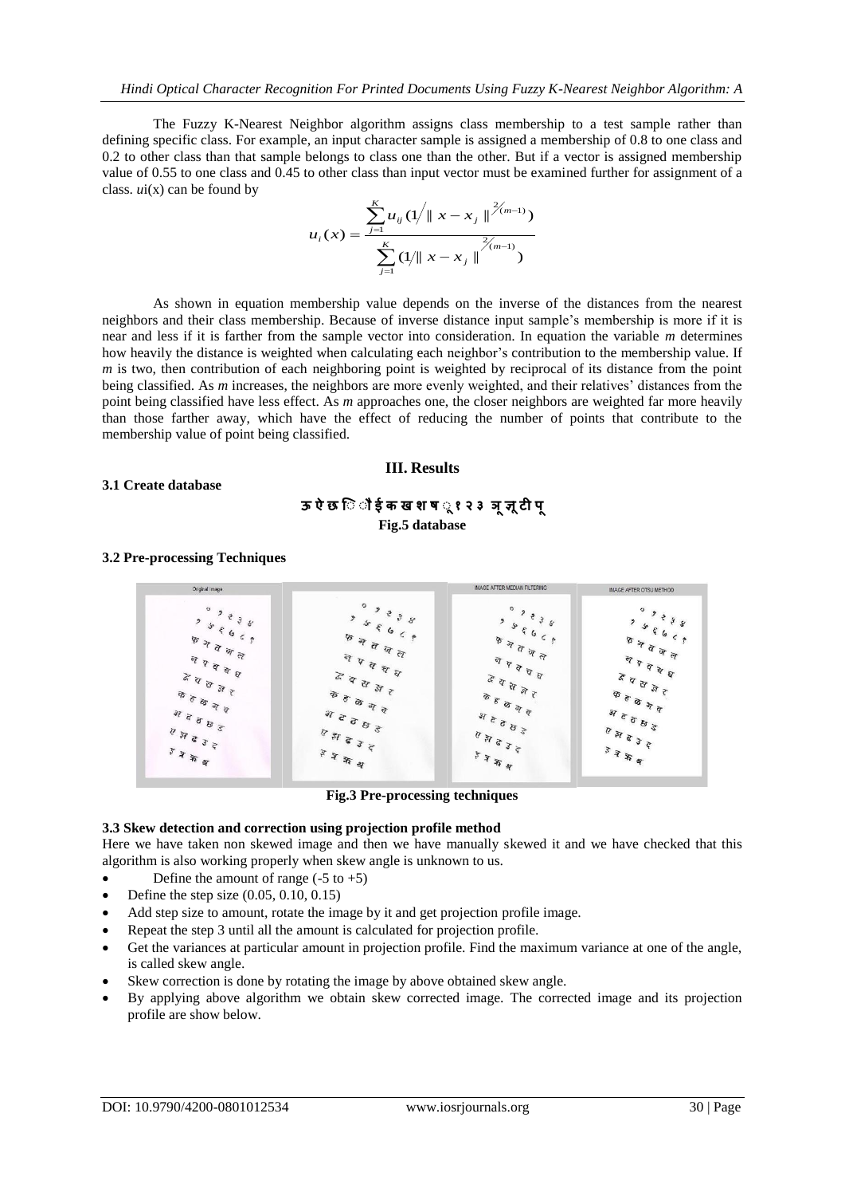The Fuzzy K-Nearest Neighbor algorithm assigns class membership to a test sample rather than defining specific class. For example, an input character sample is assigned a membership of 0.8 to one class and 0.2 to other class than that sample belongs to class one than the other. But if a vector is assigned membership value of 0.55 to one class and 0.45 to other class than input vector must be examined further for assignment of a class. $u_i(x)$ can be found by

$$u_i(x) = \frac{\sum_{j=1}^{K} u_{ij} \left( 1 / \| x - x_j \|^{2/(m-1)} \right)}{\sum_{j=1}^{K} \left( 1 / \| x - x_j \|^{2/(m-1)} \right)}$$

As shown in equation membership value depends on the inverse of the distances from the nearest neighbors and their class membership. Because of inverse distance input sample's membership is more if it is near and less if it is farther from the sample vector into consideration. In equation the variable *m* determines how heavily the distance is weighted when calculating each neighbor's contribution to the membership value. If *m* is two, then contribution of each neighboring point is weighted by reciprocal of its distance from the point being classified. As *m* increases, the neighbors are more evenly weighted, and their relatives' distances from the point being classified have less effect. As *m* approaches one, the closer neighbors are weighted far more heavily than those farther away, which have the effect of reducing the number of points that contribute to the membership value of point being classified.

## III. Results

### 3.1 Create database

**ऊ ऐ छ ि ो ई क ख श ष ्१ २ ३ ञ ू ञ ू ट ी प ू**

**Fig.5 database**

### 3.2 Pre-processing Techniques

**Fig.3 Pre-processing techniques**

### 3.3 Skew detection and correction using projection profile method

Here we have taken non skewed image and then we have manually skewed it and we have checked that this algorithm is also working properly when skew angle is unknown to us.

- Define the amount of range (-5 to +5)
- Define the step size (0.05, 0.10, 0.15)
- Add step size to amount, rotate the image by it and get projection profile image.
- Repeat the step 3 until all the amount is calculated for projection profile.
- Get the variances at particular amount in projection profile. Find the maximum variance at one of the angle, is called skew angle.
- Skew correction is done by rotating the image by above obtained skew angle.
- By applying above algorithm we obtain skew corrected image. The corrected image and its projection profile are show below.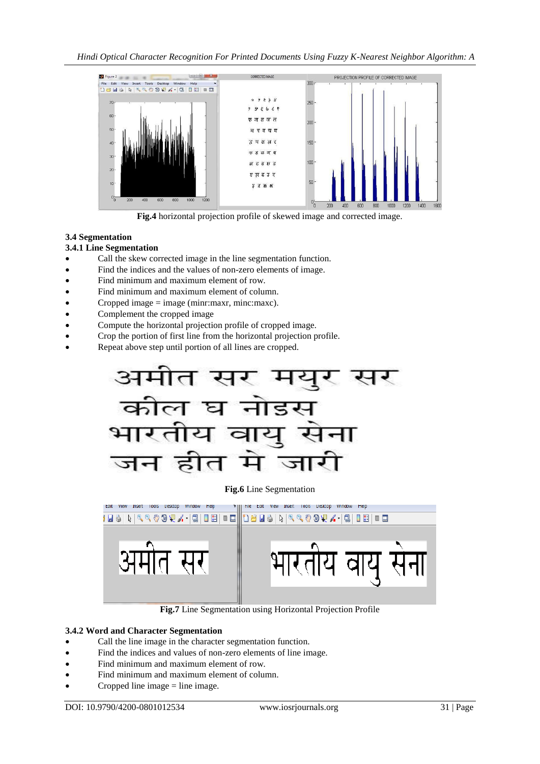**Fig.4** horizontal projection profile of skewed image and corrected image.

### 3.4 Segmentation

#### 3.4.1 Line Segmentation

- Call the skew corrected image in the line segmentation function.
- Find the indices and the values of non-zero elements of image.
- Find minimum and maximum element of row.
- Find minimum and maximum element of column.
- Cropped image = image (minr:maxr, minc:maxc).
- Complement the cropped image
- Compute the horizontal projection profile of cropped image.
- Crop the portion of first line from the horizontal projection profile.
- Repeat above step until portion of all lines are cropped.

अमीत सर मयुर सर
कील घ नोडस
भारतीय वायु सेना
जन हीत मे जारी

**Fig.6** Line Segmentation

**Fig.7** Line Segmentation using Horizontal Projection Profile

#### 3.4.2 Word and Character Segmentation

- Call the line image in the character segmentation function.
- Find the indices and values of non-zero elements of line image.
- Find minimum and maximum element of row.
- Find minimum and maximum element of column.
- Cropped line image = line image.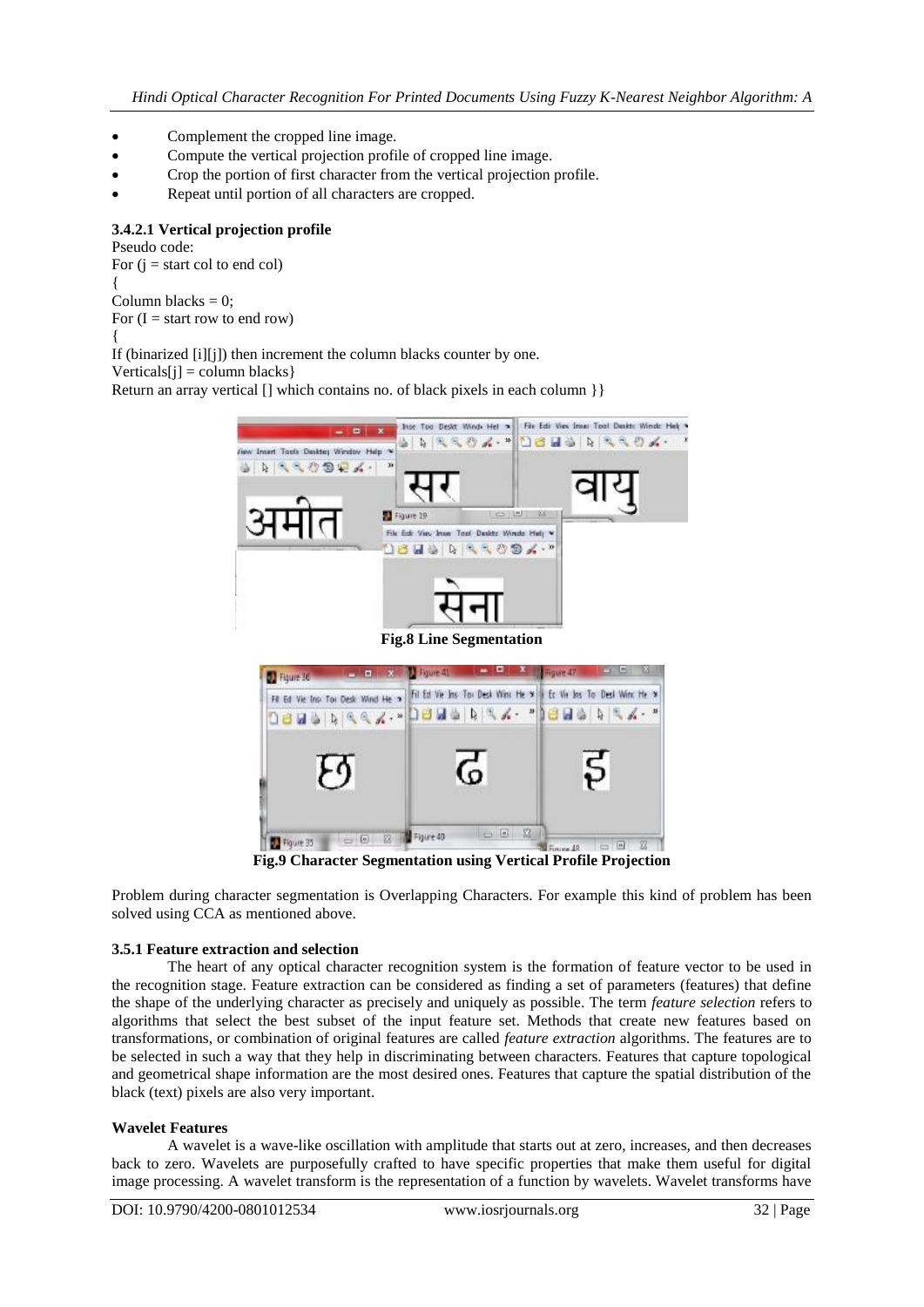- Complement the cropped line image.
- Compute the vertical projection profile of cropped line image.
- Crop the portion of first character from the vertical projection profile.
- Repeat until portion of all characters are cropped.

### 3.4.2.1 Vertical projection profile

Pseudo code:

```
For (j = start col to end col)
{
Column blacks = 0;
For (I = start row to end row)
{
If (binarized [i][j]) then increment the column blacks counter by one.
Verticals[j] = column blacks}
Return an array vertical [] which contains no. of black pixels in each column }}
```

**Fig.8 Line Segmentation**

**Fig.9 Character Segmentation using Vertical Profile Projection**

Problem during character segmentation is Overlapping Characters. For example this kind of problem has been solved using CCA as mentioned above.

### 3.5.1 Feature extraction and selection

The heart of any optical character recognition system is the formation of feature vector to be used in the recognition stage. Feature extraction can be considered as finding a set of parameters (features) that define the shape of the underlying character as precisely and uniquely as possible. The term *feature selection* refers to algorithms that select the best subset of the input feature set. Methods that create new features based on transformations, or combination of original features are called *feature extraction* algorithms. The features are to be selected in such a way that they help in discriminating between characters. Features that capture topological and geometrical shape information are the most desired ones. Features that capture the spatial distribution of the black (text) pixels are also very important.

**Wavelet Features**

A wavelet is a wave-like oscillation with amplitude that starts out at zero, increases, and then decreases back to zero. Wavelets are purposefully crafted to have specific properties that make them useful for digital image processing. A wavelet transform is the representation of a function by wavelets. Wavelet transforms have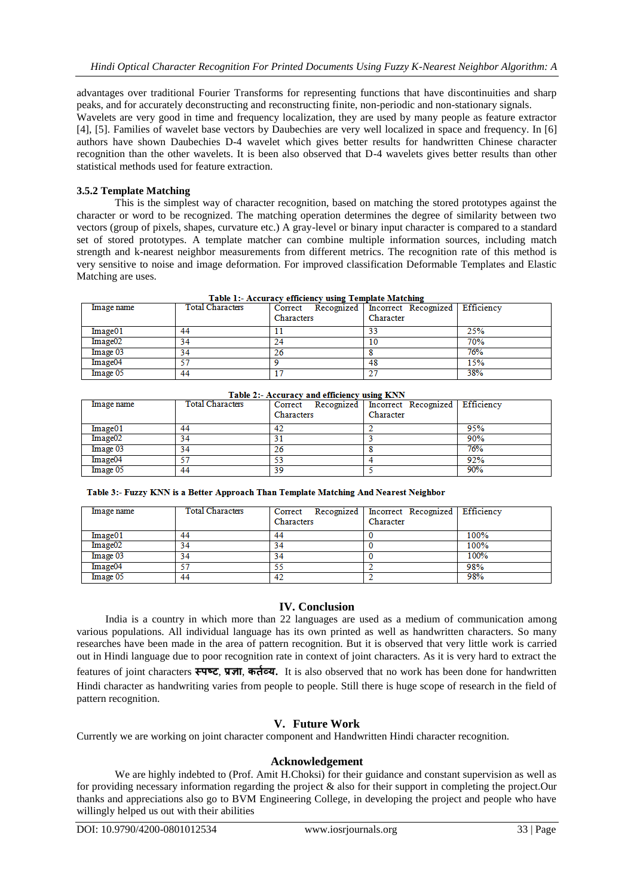advantages over traditional Fourier Transforms for representing functions that have discontinuities and sharp peaks, and for accurately deconstructing and reconstructing finite, non-periodic and non-stationary signals.
Wavelets are very good in time and frequency localization, they are used by many people as feature extractor [4], [5]. Families of wavelet base vectors by Daubechies are very well localized in space and frequency. In [6] authors have shown Daubechies D-4 wavelet which gives better results for handwritten Chinese character recognition than the other wavelets. It is been also observed that D-4 wavelets gives better results than other statistical methods used for feature extraction.

### 3.5.2 Template Matching

This is the simplest way of character recognition, based on matching the stored prototypes against the character or word to be recognized. The matching operation determines the degree of similarity between two vectors (group of pixels, shapes, curvature etc.) A gray-level or binary input character is compared to a standard set of stored prototypes. A template matcher can combine multiple information sources, including match strength and k-nearest neighbor measurements from different metrics. The recognition rate of this method is very sensitive to noise and image deformation. For improved classification Deformable Templates and Elastic Matching are uses.

**Table 1:- Accuracy efficiency using Template Matching**

| Image name | Total Characters | Correct Recognized Characters | Incorrect Recognized Character | Efficiency |
|---|---|---|---|---|
| Image01 | 44 | 11 | 33 | 25% |
| Image02 | 34 | 24 | 10 | 70% |
| Image 03 | 34 | 26 | 8 | 76% |
| Image04 | 57 | 9 | 48 | 15% |
| Image 05 | 44 | 17 | 27 | 38% |

**Table 2:- Accuracy and efficiency using KNN**

| Image name | Total Characters | Correct Recognized Characters | Incorrect Recognized Character | Efficiency |
|---|---|---|---|---|
| Image01 | 44 | 42 | 2 | 95% |
| Image02 | 34 | 31 | 3 | 90% |
| Image 03 | 34 | 26 | 8 | 76% |
| Image04 | 57 | 53 | 4 | 92% |
| Image 05 | 44 | 39 | 5 | 90% |

**Table 3:- Fuzzy KNN is a Better Approach Than Template Matching And Nearest Neighbor**

| Image name | Total Characters | Correct Recognized Characters | Incorrect Recognized Character | Efficiency |
|---|---|---|---|---|
| Image01 | 44 | 44 | 0 | 100% |
| Image02 | 34 | 34 | 0 | 100% |
| Image 03 | 34 | 34 | 0 | 100% |
| Image04 | 57 | 55 | 2 | 98% |
| Image 05 | 44 | 42 | 2 | 98% |

## IV. Conclusion

India is a country in which more than 22 languages are used as a medium of communication among various populations. All individual language has its own printed as well as handwritten characters. So many researches have been made in the area of pattern recognition. But it is observed that very little work is carried out in Hindi language due to poor recognition rate in context of joint characters. As it is very hard to extract the features of joint characters **स्पष्ट**, **प्रज्ञा**, **कर्तव्य.** It is also observed that no work has been done for handwritten Hindi character as handwriting varies from people to people. Still there is huge scope of research in the field of pattern recognition.

## V. Future Work

Currently we are working on joint character component and Handwritten Hindi character recognition.

## Acknowledgement

We are highly indebted to (Prof. Amit H.Choksi) for their guidance and constant supervision as well as for providing necessary information regarding the project & also for their support in completing the project.Our thanks and appreciations also go to BVM Engineering College, in developing the project and people who have willingly helped us out with their abilities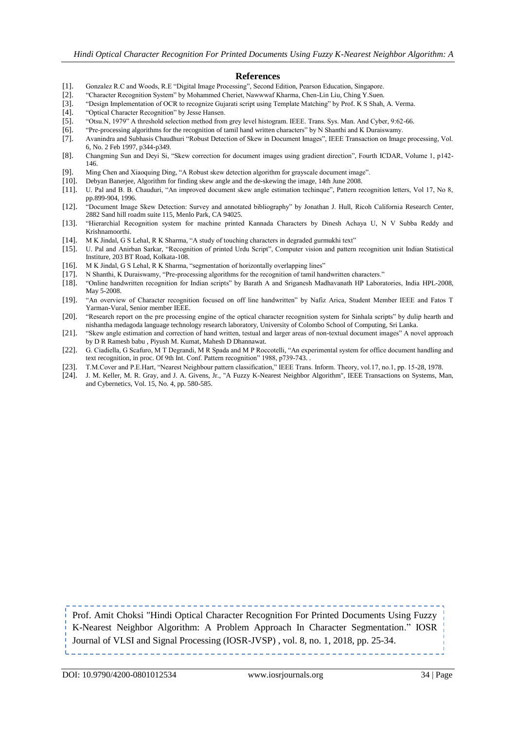## References

[1]. Gonzalez R.C and Woods, R.E "Digital Image Processing", Second Edition, Pearson Education, Singapore.
[2]. "Character Recognition System" by Mohammed Cheriet, Nawwwaf Kharma, Chen-Lin Liu, Ching Y.Suen.
[3]. "Design Implementation of OCR to recognize Gujarati script using Template Matching" by Prof. K S Shah, A. Verma.
[4]. "Optical Character Recognition" by Jesse Hansen.
[5]. "Otsu.N, 1979" A threshold selection method from grey level histogram. IEEE. Trans. Sys. Man. And Cyber, 9:62-66.
[6]. "Pre-processing algorithms for the recognition of tamil hand written characters" by N Shanthi and K Duraiswamy.
[7]. Avanindra and Subhasis Chaudhuri "Robust Detection of Skew in Document Images", IEEE Transaction on Image processing, Vol. 6, No. 2 Feb 1997, p344-p349.
[8]. Changming Sun and Deyi Si, "Skew correction for document images using gradient direction", Fourth ICDAR, Volume 1, p142-146.
[9]. Ming Chen and Xiaoquing Ding, "A Robust skew detection algorithm for grayscale document image".
[10]. Debyan Banerjee, Algorithm for finding skew angle and the de-skewing the image, 14th June 2008.
[11]. U. Pal and B. B. Chauduri, "An improved document skew angle estimation techinque", Pattern recognition letters, Vol 17, No 8, pp.899-904, 1996.
[12]. "Document Image Skew Detection: Survey and annotated bibliography" by Jonathan J. Hull, Ricoh California Research Center, 2882 Sand hill roadm suite 115, Menlo Park, CA 94025.
[13]. "Hierarchial Recognition system for machine printed Kannada Characters by Dinesh Achaya U, N V Subba Reddy and Krishnamoorthi.
[14]. M K Jindal, G S Lehal, R K Sharma, "A study of touching characters in degraded gurmukhi text"
[15]. U. Pal and Anirban Sarkar, "Recognition of printed Urdu Script", Computer vision and pattern recognition unit Indian Statistical Institure, 203 BT Road, Kolkata-108.
[16]. M K Jindal, G S Lehal, R K Sharma, "segmentation of horizontally overlapping lines"
[17]. N Shanthi, K Duraiswamy, "Pre-processing algorithms for the recognition of tamil handwritten characters."
[18]. "Online handwritten recognition for Indian scripts" by Barath A and Sriganesh Madhavanath HP Laboratories, India HPL-2008, May 5-2008.
[19]. "An overview of Character recognition focused on off line handwritten" by Nafiz Arica, Student Member IEEE and Fatos T Yarman-Vural, Senior member IEEE.
[20]. "Research report on the pre processing engine of the optical character recognition system for Sinhala scripts" by dulip hearth and nishantha medagoda language technology research laboratory, University of Colombo School of Computing, Sri Lanka.
[21]. "Skew angle estimation and correction of hand written, testual and larger areas of non-textual document images" A novel approach by D R Ramesh babu , Piyush M. Kumat, Mahesh D Dhannawat.
[22]. G. Ciadiella, G Scafuro, M T Degrandi, M R Spada and M P Roccotelli, "An experimental system for office document handling and text recognition, in proc. Of 9th Int. Conf. Pattern recognition" 1988, p739-743. .
[23]. T.M.Cover and P.E.Hart, "Nearest Neighbour pattern classification," IEEE Trans. Inform. Theory, vol.17, no.1, pp. 15-28, 1978.
[24]. J. M. Keller, M. R. Gray, and J. A. Givens, Jr., "A Fuzzy K-Nearest Neighbor Algorithm", IEEE Transactions on Systems, Man, and Cybernetics, Vol. 15, No. 4, pp. 580-585.

Prof. Amit Choksi "Hindi Optical Character Recognition For Printed Documents Using Fuzzy K-Nearest Neighbor Algorithm: A Problem Approach In Character Segmentation." IOSR Journal of VLSI and Signal Processing (IOSR-JVSP) , vol. 8, no. 1, 2018, pp. 25-34.